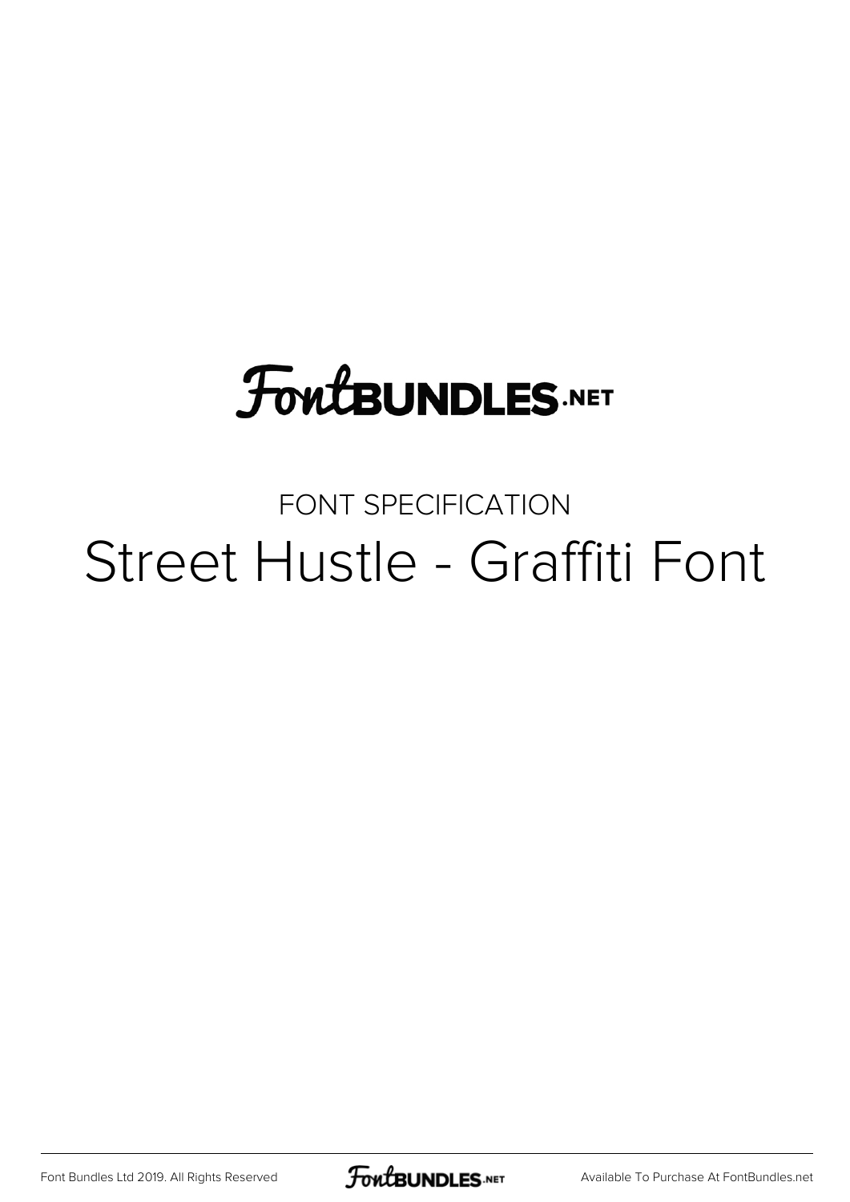FontBUNDLES.NET

FONT SPECIFICATION

# Street Hustle - Graffiti Font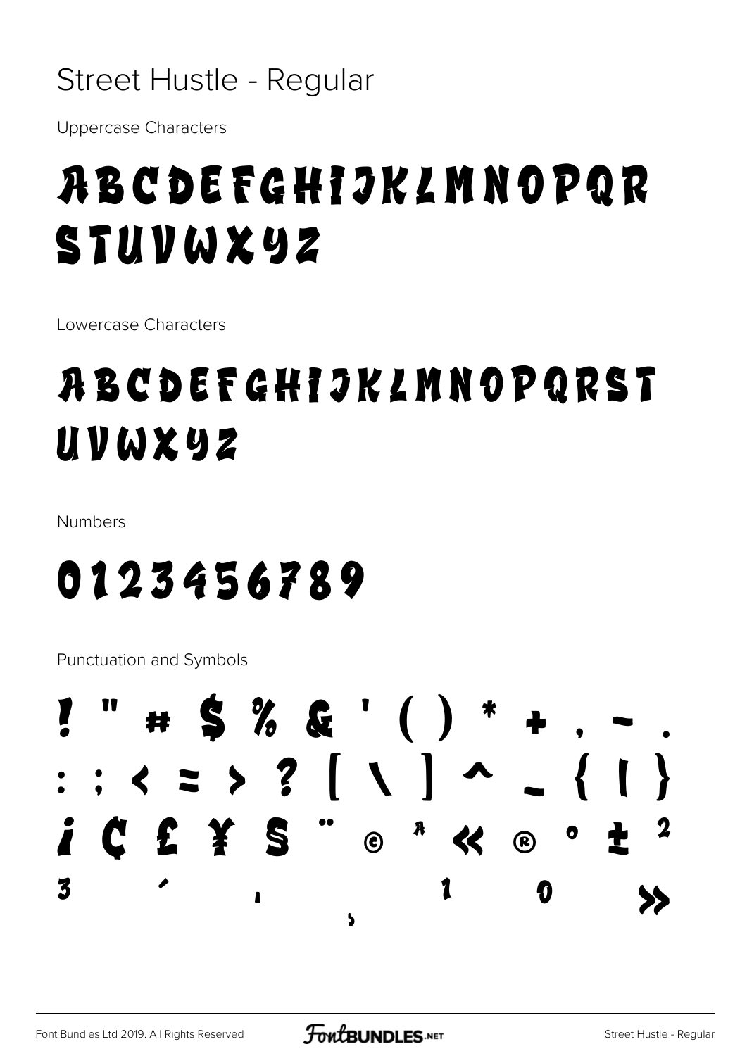# Street Hustle - Regular

Uppercase Characters

ABCDEFGHIJKLMNOPQR
STUVWXYZ

Lowercase Characters

ABCDEFGHIJKLMNOPQRST
UVWXYZ

Numbers

0123456789

Punctuation and Symbols

! " # $ % & ' ( ) * + , - .
: ; < = > ? [ \ ] ^ _ { | }
¡ ¢ £ ¥ § ¨ © ª « ® ° ± ²
³ ´ · ¸ ¹ º »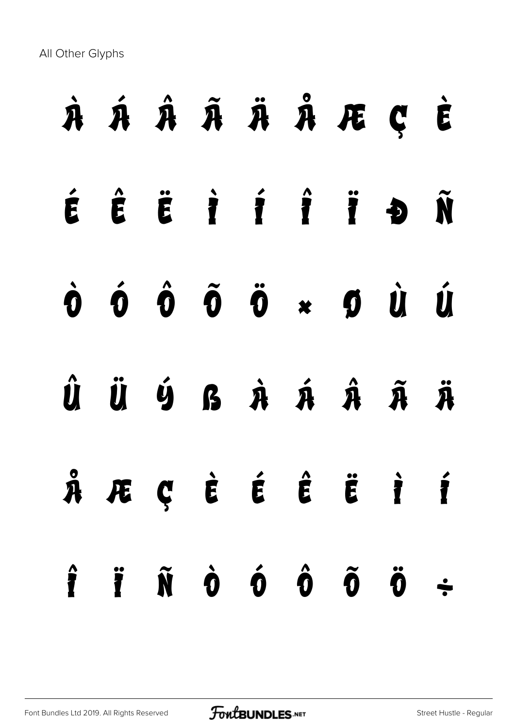All Other Glyphs

À Á Â Ã Ä Å Æ Ç È

É Ê Ë Ì Í Î Ï Ð Ñ

Ò Ó Ô Õ Ö × Ø Ù Ú

Û Ü Ý ß à á â ã ä

å æ ç è é ê ë ì í

î ï ñ ò ó ô õ ö ÷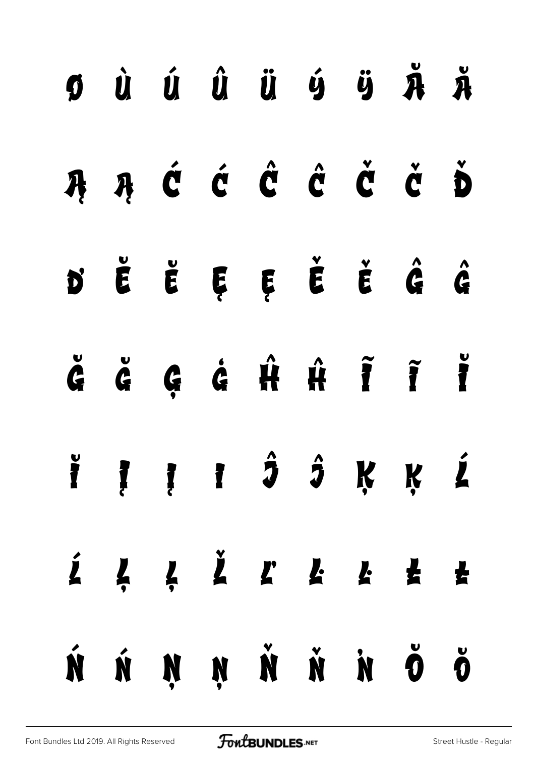Ǿ Ù Ú Û Ü Ý Ÿ Ă Ă

Ą Ą Ć Ć Ĉ Ĉ Č Č Ď

Ď Ĕ Ĕ Ę Ę Ě Ě Ĝ Ĝ

Ğ Ğ Ģ Ġ Ĥ Ĥ Ĩ Ĩ Ĭ

Ĭ Į Į I Ĵ Ĵ Ķ Ķ Ĺ

Ĺ Ļ Ļ Ľ Ľ Ŀ Ŀ Ł Ł

Ń Ń Ņ Ņ Ň Ň Ṅ Ŏ Ŏ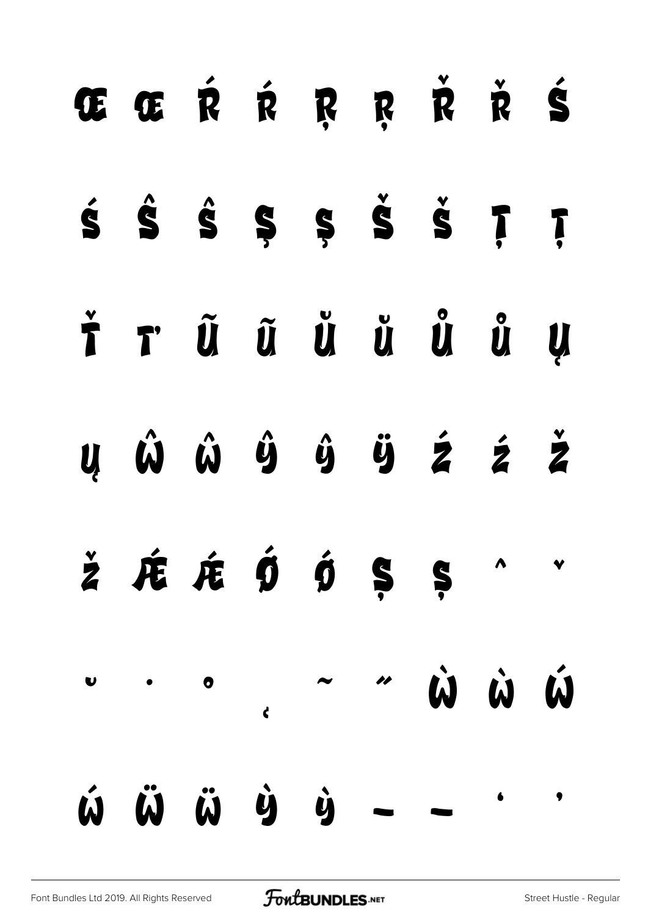Œ œ Ŕ ŕ Ŗ ŗ Ř ř Ś

ś Ŝ ŝ Ş ş Š š Ţ ţ

Ť ť Ũ ũ Ŭ ŭ Ů ů Ų

ų Ŵ ŵ Ŷ ŷ Ÿ Ź ź Ž

ž Ǽ ǽ Ǿ ǿ Ș ș ˆ ˇ

˘ ˙ ˚ ˛ ˜ ˝ Ẁ ẁ Ẃ

ẃ Ẅ ẅ Ỳ ỳ – — ‘ ’